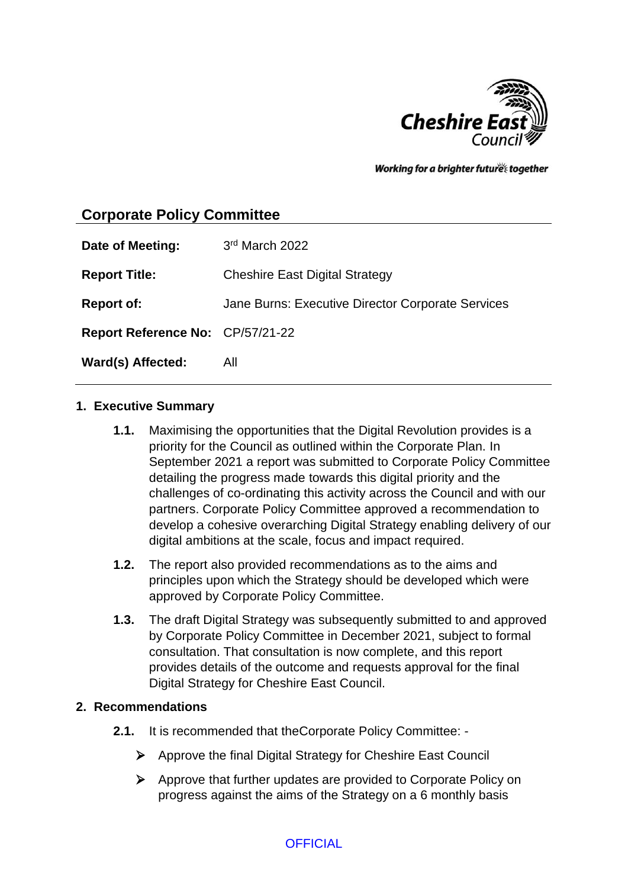Cheshire East Council

*Working for a brighter future together*

## Corporate Policy Committee

| | |
|---|---|
| **Date of Meeting:** | 3rd March 2022 |
| **Report Title:** | Cheshire East Digital Strategy |
| **Report of:** | Jane Burns: Executive Director Corporate Services |
| **Report Reference No:** | CP/57/21-22 |
| **Ward(s) Affected:** | All |

### 1. Executive Summary

**1.1.** Maximising the opportunities that the Digital Revolution provides is a priority for the Council as outlined within the Corporate Plan. In September 2021 a report was submitted to Corporate Policy Committee detailing the progress made towards this digital priority and the challenges of co-ordinating this activity across the Council and with our partners. Corporate Policy Committee approved a recommendation to develop a cohesive overarching Digital Strategy enabling delivery of our digital ambitions at the scale, focus and impact required.

**1.2.** The report also provided recommendations as to the aims and principles upon which the Strategy should be developed which were approved by Corporate Policy Committee.

**1.3.** The draft Digital Strategy was subsequently submitted to and approved by Corporate Policy Committee in December 2021, subject to formal consultation. That consultation is now complete, and this report provides details of the outcome and requests approval for the final Digital Strategy for Cheshire East Council.

### 2. Recommendations

**2.1.** It is recommended that theCorporate Policy Committee: -

- Approve the final Digital Strategy for Cheshire East Council
- Approve that further updates are provided to Corporate Policy on progress against the aims of the Strategy on a 6 monthly basis

OFFICIAL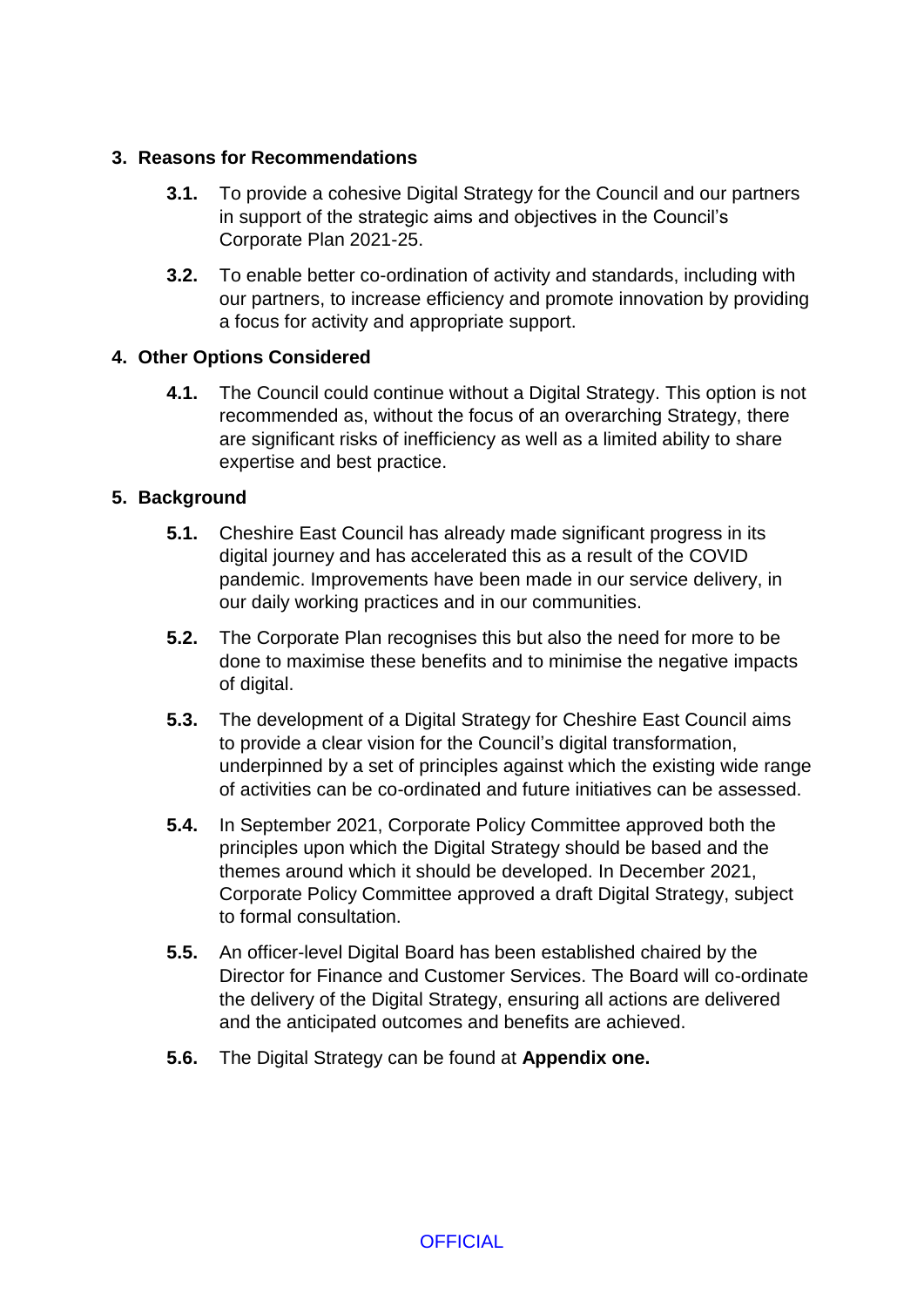## 3. Reasons for Recommendations

**3.1.** To provide a cohesive Digital Strategy for the Council and our partners in support of the strategic aims and objectives in the Council's Corporate Plan 2021-25.

**3.2.** To enable better co-ordination of activity and standards, including with our partners, to increase efficiency and promote innovation by providing a focus for activity and appropriate support.

## 4. Other Options Considered

**4.1.** The Council could continue without a Digital Strategy. This option is not recommended as, without the focus of an overarching Strategy, there are significant risks of inefficiency as well as a limited ability to share expertise and best practice.

## 5. Background

**5.1.** Cheshire East Council has already made significant progress in its digital journey and has accelerated this as a result of the COVID pandemic. Improvements have been made in our service delivery, in our daily working practices and in our communities.

**5.2.** The Corporate Plan recognises this but also the need for more to be done to maximise these benefits and to minimise the negative impacts of digital.

**5.3.** The development of a Digital Strategy for Cheshire East Council aims to provide a clear vision for the Council's digital transformation, underpinned by a set of principles against which the existing wide range of activities can be co-ordinated and future initiatives can be assessed.

**5.4.** In September 2021, Corporate Policy Committee approved both the principles upon which the Digital Strategy should be based and the themes around which it should be developed. In December 2021, Corporate Policy Committee approved a draft Digital Strategy, subject to formal consultation.

**5.5.** An officer-level Digital Board has been established chaired by the Director for Finance and Customer Services. The Board will co-ordinate the delivery of the Digital Strategy, ensuring all actions are delivered and the anticipated outcomes and benefits are achieved.

**5.6.** The Digital Strategy can be found at **Appendix one.**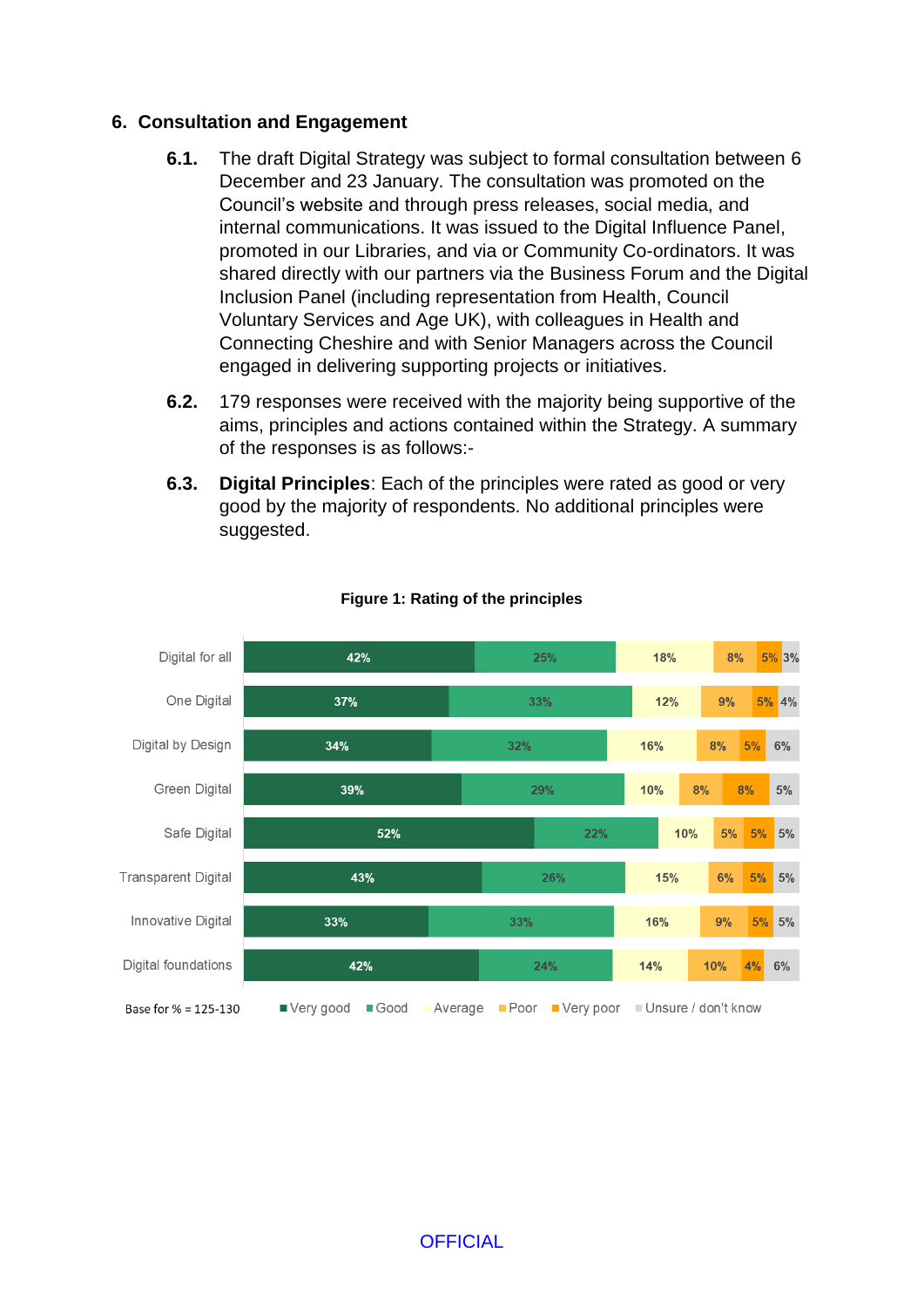## 6. Consultation and Engagement

**6.1.** The draft Digital Strategy was subject to formal consultation between 6 December and 23 January. The consultation was promoted on the Council's website and through press releases, social media, and internal communications. It was issued to the Digital Influence Panel, promoted in our Libraries, and via or Community Co-ordinators. It was shared directly with our partners via the Business Forum and the Digital Inclusion Panel (including representation from Health, Council Voluntary Services and Age UK), with colleagues in Health and Connecting Cheshire and with Senior Managers across the Council engaged in delivering supporting projects or initiatives.

**6.2.** 179 responses were received with the majority being supportive of the aims, principles and actions contained within the Strategy. A summary of the responses is as follows:-

**6.3.** **Digital Principles**: Each of the principles were rated as good or very good by the majority of respondents. No additional principles were suggested.

**Figure 1: Rating of the principles**

| Principle | Very good | Good | Average | Poor | Very poor | Unsure / don't know |
|---|---|---|---|---|---|---|
| Digital for all | 42% | 25% | 18% | 8% | 5% | 3% |
| One Digital | 37% | 33% | 12% | 9% | 5% | 4% |
| Digital by Design | 34% | 32% | 16% | 8% | 5% | 6% |
| Green Digital | 39% | 29% | 10% | 8% | 8% | 5% |
| Safe Digital | 52% | 22% | 10% | 5% | 5% | 5% |
| Transparent Digital | 43% | 26% | 15% | 6% | 5% | 5% |
| Innovative Digital | 33% | 33% | 16% | 9% | 5% | 5% |
| Digital foundations | 42% | 24% | 14% | 10% | 4% | 6% |

Base for % = 125-130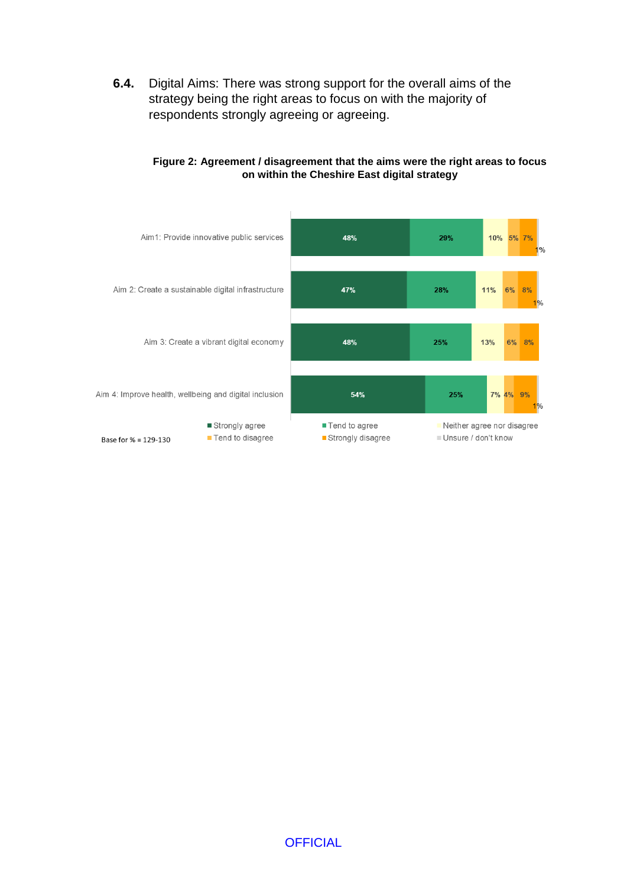**6.4.** Digital Aims: There was strong support for the overall aims of the strategy being the right areas to focus on with the majority of respondents strongly agreeing or agreeing.

**Figure 2: Agreement / disagreement that the aims were the right areas to focus on within the Cheshire East digital strategy**

| | Strongly agree | Tend to agree | Neither agree nor disagree | Tend to disagree | Strongly disagree | Unsure / don't know |
|---|---|---|---|---|---|---|
| Aim1: Provide innovative public services | 48% | 29% | 10% | 5% | 7% | 1% |
| Aim 2: Create a sustainable digital infrastructure | 47% | 28% | 11% | 6% | 8% | 1% |
| Aim 3: Create a vibrant digital economy | 48% | 25% | 13% | 6% | 8% | |
| Aim 4: Improve health, wellbeing and digital inclusion | 54% | 25% | 7% | 4% | 9% | 1% |

Base for % = 129-130

OFFICIAL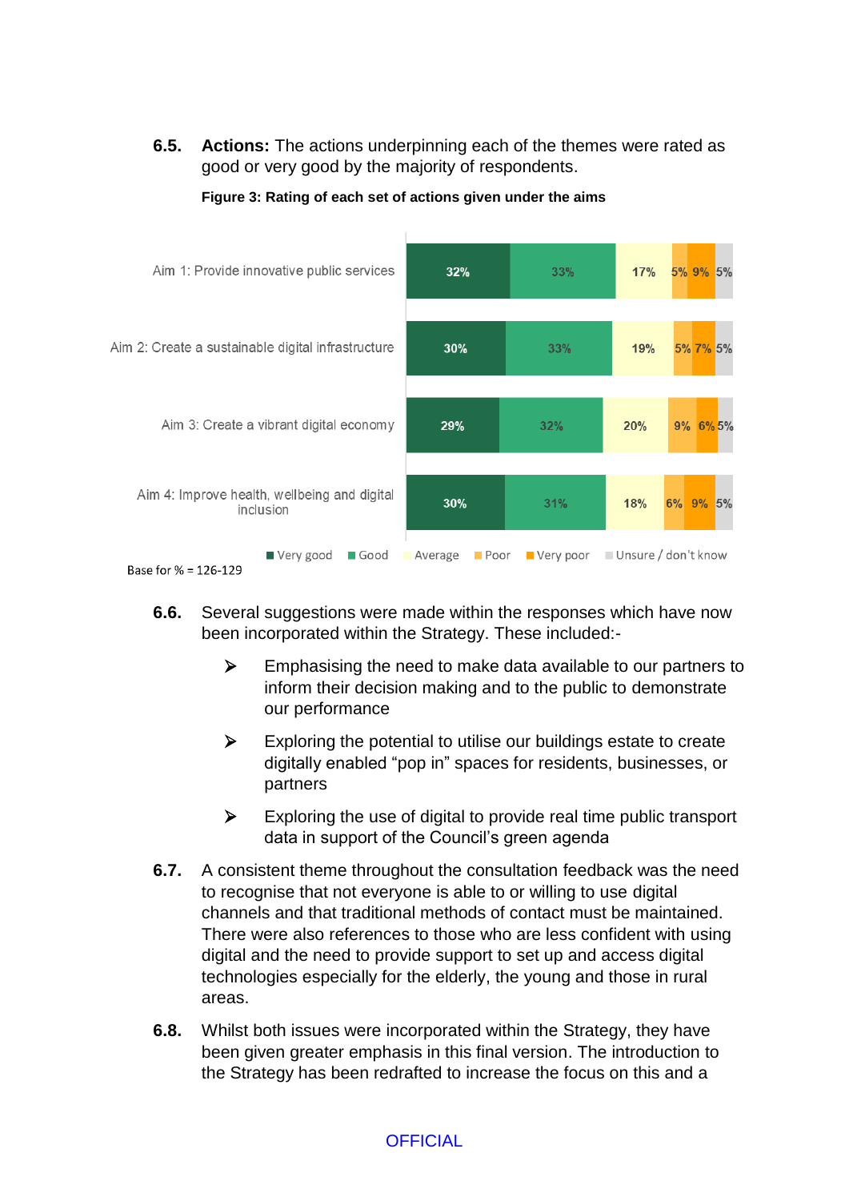**6.5.** **Actions:** The actions underpinning each of the themes were rated as good or very good by the majority of respondents.

**Figure 3: Rating of each set of actions given under the aims**

| | Very good | Good | Average | Poor | Very poor | Unsure / don't know |
|---|---|---|---|---|---|---|
| Aim 1: Provide innovative public services | 32% | 33% | 17% | 5% | 9% | 5% |
| Aim 2: Create a sustainable digital infrastructure | 30% | 33% | 19% | 5% | 7% | 5% |
| Aim 3: Create a vibrant digital economy | 29% | 32% | 20% | 9% | 6% | 5% |
| Aim 4: Improve health, wellbeing and digital inclusion | 30% | 31% | 18% | 6% | 9% | 5% |

Base for % = 126-129

**6.6.** Several suggestions were made within the responses which have now been incorporated within the Strategy. These included:-

- Emphasising the need to make data available to our partners to inform their decision making and to the public to demonstrate our performance
- Exploring the potential to utilise our buildings estate to create digitally enabled “pop in” spaces for residents, businesses, or partners
- Exploring the use of digital to provide real time public transport data in support of the Council’s green agenda

**6.7.** A consistent theme throughout the consultation feedback was the need to recognise that not everyone is able to or willing to use digital channels and that traditional methods of contact must be maintained. There were also references to those who are less confident with using digital and the need to provide support to set up and access digital technologies especially for the elderly, the young and those in rural areas.

**6.8.** Whilst both issues were incorporated within the Strategy, they have been given greater emphasis in this final version. The introduction to the Strategy has been redrafted to increase the focus on this and a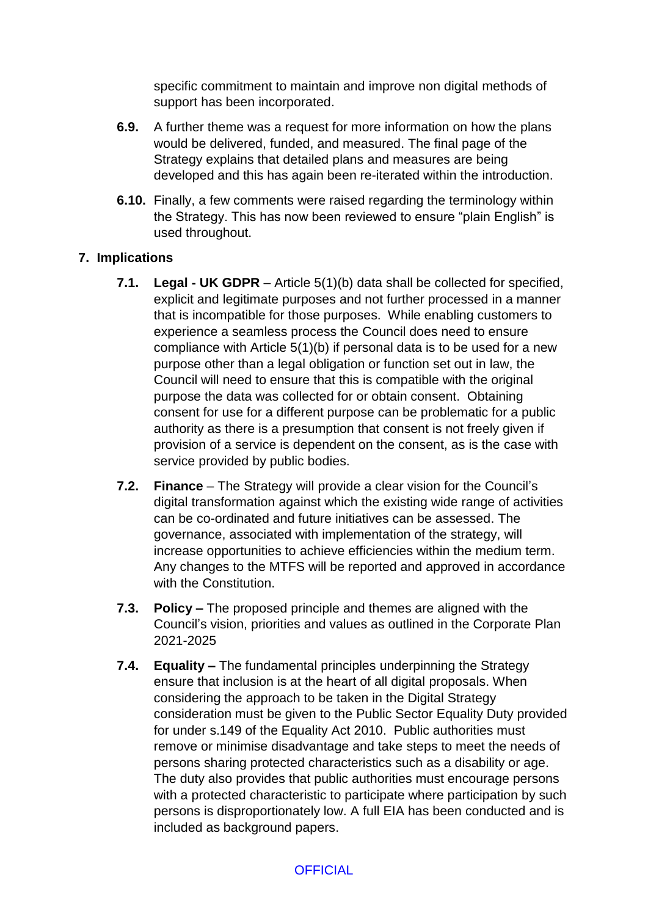specific commitment to maintain and improve non digital methods of support has been incorporated.

**6.9.** A further theme was a request for more information on how the plans would be delivered, funded, and measured. The final page of the Strategy explains that detailed plans and measures are being developed and this has again been re-iterated within the introduction.

**6.10.** Finally, a few comments were raised regarding the terminology within the Strategy. This has now been reviewed to ensure "plain English" is used throughout.

## 7. Implications

**7.1.** **Legal - UK GDPR** – Article 5(1)(b) data shall be collected for specified, explicit and legitimate purposes and not further processed in a manner that is incompatible for those purposes. While enabling customers to experience a seamless process the Council does need to ensure compliance with Article 5(1)(b) if personal data is to be used for a new purpose other than a legal obligation or function set out in law, the Council will need to ensure that this is compatible with the original purpose the data was collected for or obtain consent. Obtaining consent for use for a different purpose can be problematic for a public authority as there is a presumption that consent is not freely given if provision of a service is dependent on the consent, as is the case with service provided by public bodies.

**7.2.** **Finance** – The Strategy will provide a clear vision for the Council's digital transformation against which the existing wide range of activities can be co-ordinated and future initiatives can be assessed. The governance, associated with implementation of the strategy, will increase opportunities to achieve efficiencies within the medium term. Any changes to the MTFS will be reported and approved in accordance with the Constitution.

**7.3.** **Policy –** The proposed principle and themes are aligned with the Council's vision, priorities and values as outlined in the Corporate Plan 2021-2025

**7.4.** **Equality –** The fundamental principles underpinning the Strategy ensure that inclusion is at the heart of all digital proposals. When considering the approach to be taken in the Digital Strategy consideration must be given to the Public Sector Equality Duty provided for under s.149 of the Equality Act 2010. Public authorities must remove or minimise disadvantage and take steps to meet the needs of persons sharing protected characteristics such as a disability or age. The duty also provides that public authorities must encourage persons with a protected characteristic to participate where participation by such persons is disproportionately low. A full EIA has been conducted and is included as background papers.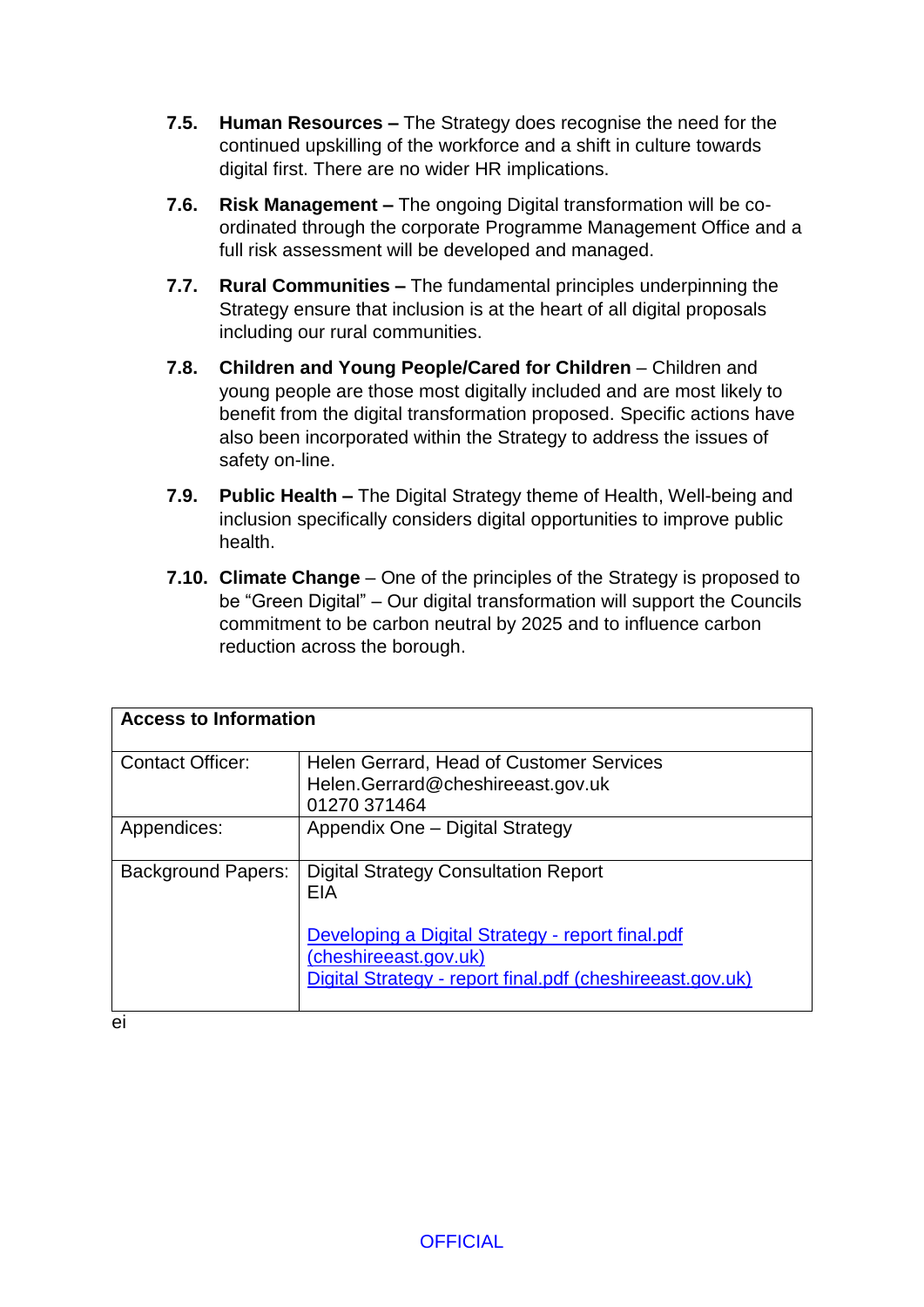**7.5. Human Resources –** The Strategy does recognise the need for the continued upskilling of the workforce and a shift in culture towards digital first. There are no wider HR implications.

**7.6. Risk Management –** The ongoing Digital transformation will be co-ordinated through the corporate Programme Management Office and a full risk assessment will be developed and managed.

**7.7. Rural Communities –** The fundamental principles underpinning the Strategy ensure that inclusion is at the heart of all digital proposals including our rural communities.

**7.8. Children and Young People/Cared for Children** – Children and young people are those most digitally included and are most likely to benefit from the digital transformation proposed. Specific actions have also been incorporated within the Strategy to address the issues of safety on-line.

**7.9. Public Health –** The Digital Strategy theme of Health, Well-being and inclusion specifically considers digital opportunities to improve public health.

**7.10. Climate Change** – One of the principles of the Strategy is proposed to be "Green Digital" – Our digital transformation will support the Councils commitment to be carbon neutral by 2025 and to influence carbon reduction across the borough.

| **Access to Information** | |
|---|---|
| Contact Officer: | Helen Gerrard, Head of Customer Services<br>Helen.Gerrard@cheshireeast.gov.uk<br>01270 371464 |
| Appendices: | Appendix One – Digital Strategy |
| Background Papers: | Digital Strategy Consultation Report<br>EIA<br><br>[Developing a Digital Strategy - report final.pdf (cheshireeast.gov.uk)]<br>[Digital Strategy - report final.pdf (cheshireeast.gov.uk)] |

ei

OFFICIAL